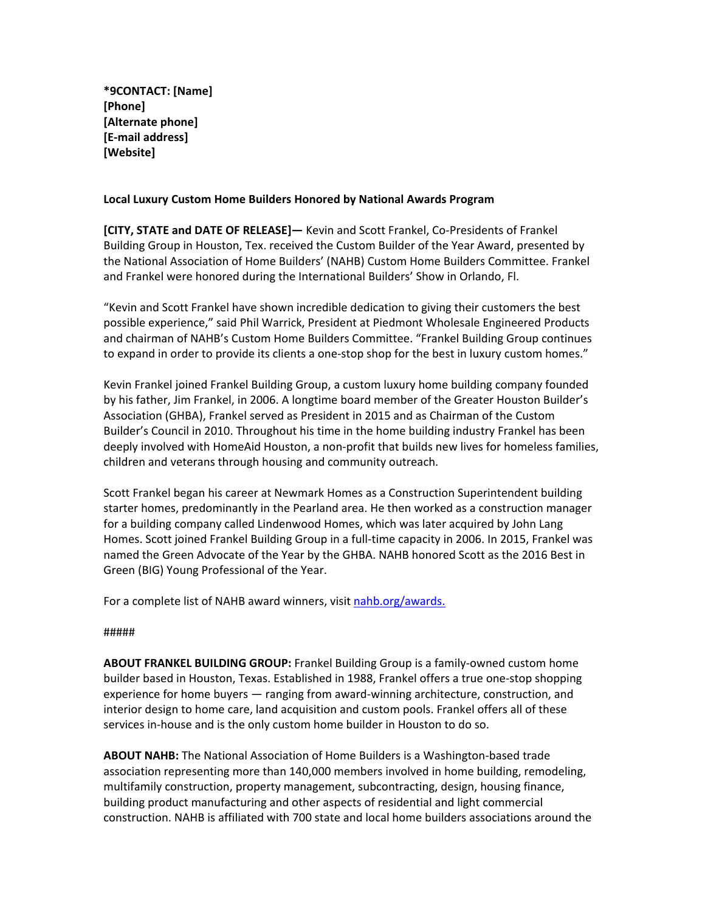**\*9CONTACT: [Name]**
**[Phone]**
**[Alternate phone]**
**[E-mail address]**
**[Website]**

**Local Luxury Custom Home Builders Honored by National Awards Program**

**[CITY, STATE and DATE OF RELEASE]—** Kevin and Scott Frankel, Co-Presidents of Frankel Building Group in Houston, Tex. received the Custom Builder of the Year Award, presented by the National Association of Home Builders' (NAHB) Custom Home Builders Committee. Frankel and Frankel were honored during the International Builders' Show in Orlando, Fl.

"Kevin and Scott Frankel have shown incredible dedication to giving their customers the best possible experience," said Phil Warrick, President at Piedmont Wholesale Engineered Products and chairman of NAHB's Custom Home Builders Committee. "Frankel Building Group continues to expand in order to provide its clients a one-stop shop for the best in luxury custom homes."

Kevin Frankel joined Frankel Building Group, a custom luxury home building company founded by his father, Jim Frankel, in 2006. A longtime board member of the Greater Houston Builder's Association (GHBA), Frankel served as President in 2015 and as Chairman of the Custom Builder's Council in 2010. Throughout his time in the home building industry Frankel has been deeply involved with HomeAid Houston, a non-profit that builds new lives for homeless families, children and veterans through housing and community outreach.

Scott Frankel began his career at Newmark Homes as a Construction Superintendent building starter homes, predominantly in the Pearland area. He then worked as a construction manager for a building company called Lindenwood Homes, which was later acquired by John Lang Homes. Scott joined Frankel Building Group in a full-time capacity in 2006. In 2015, Frankel was named the Green Advocate of the Year by the GHBA. NAHB honored Scott as the 2016 Best in Green (BIG) Young Professional of the Year.

For a complete list of NAHB award winners, visit [nahb.org/awards.](nahb.org/awards)

#####

**ABOUT FRANKEL BUILDING GROUP:** Frankel Building Group is a family-owned custom home builder based in Houston, Texas. Established in 1988, Frankel offers a true one-stop shopping experience for home buyers — ranging from award-winning architecture, construction, and interior design to home care, land acquisition and custom pools. Frankel offers all of these services in-house and is the only custom home builder in Houston to do so.

**ABOUT NAHB:** The National Association of Home Builders is a Washington-based trade association representing more than 140,000 members involved in home building, remodeling, multifamily construction, property management, subcontracting, design, housing finance, building product manufacturing and other aspects of residential and light commercial construction. NAHB is affiliated with 700 state and local home builders associations around the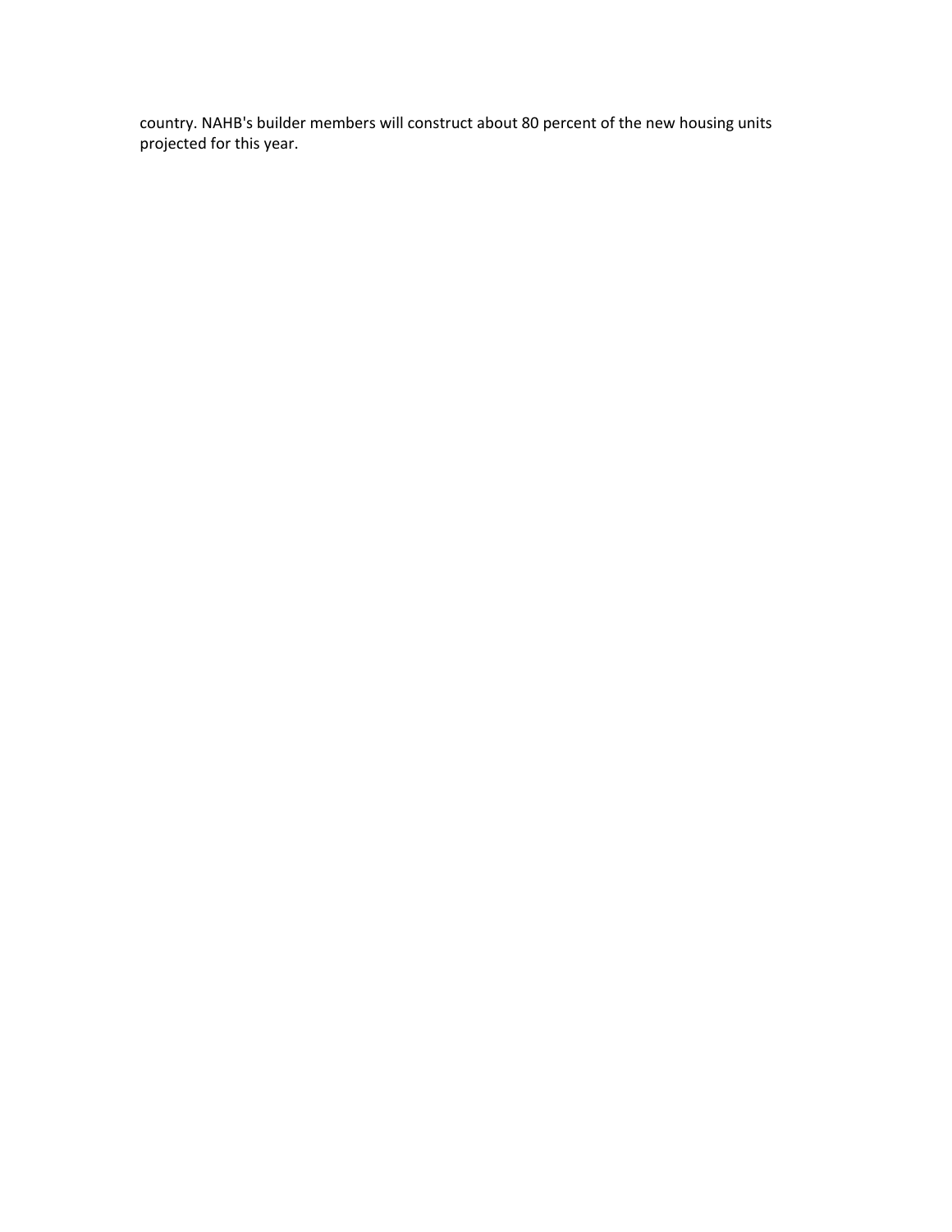country. NAHB's builder members will construct about 80 percent of the new housing units projected for this year.